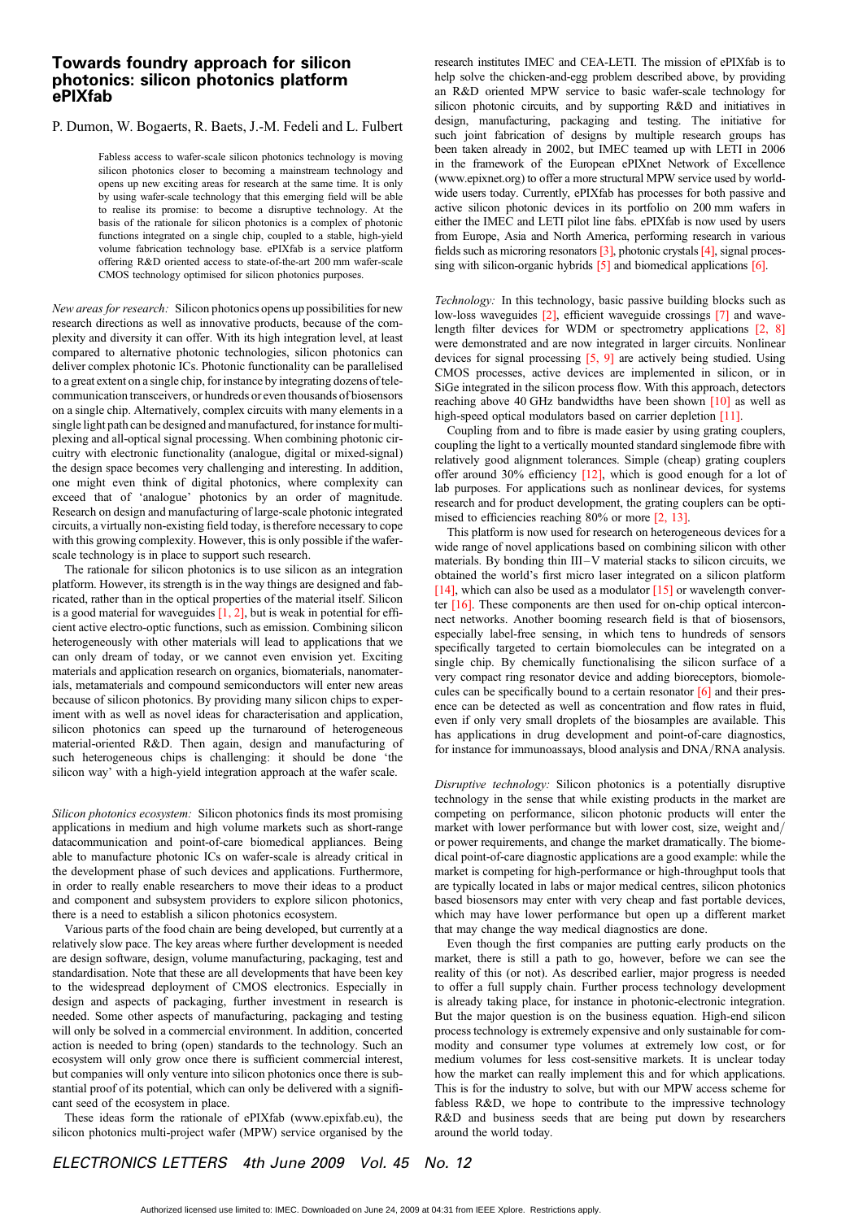# Towards foundry approach for silicon photonics: silicon photonics platform ePIXfab

P. Dumon, W. Bogaerts, R. Baets, J.-M. Fedeli and L. Fulbert

Fabless access to wafer-scale silicon photonics technology is moving silicon photonics closer to becoming a mainstream technology and opens up new exciting areas for research at the same time. It is only by using wafer-scale technology that this emerging field will be able to realise its promise: to become a disruptive technology. At the basis of the rationale for silicon photonics is a complex of photonic functions integrated on a single chip, coupled to a stable, high-yield volume fabrication technology base. ePIXfab is a service platform offering R&D oriented access to state-of-the-art 200 mm wafer-scale CMOS technology optimised for silicon photonics purposes.

*New areas for research:* Silicon photonics opens up possibilities for new research directions as well as innovative products, because of the complexity and diversity it can offer. With its high integration level, at least compared to alternative photonic technologies, silicon photonics can deliver complex photonic ICs. Photonic functionality can be parallelised to a great extent on a single chip, for instance by integrating dozens of telecommunication transceivers, or hundreds or even thousands of biosensors on a single chip. Alternatively, complex circuits with many elements in a single light path can be designed and manufactured, for instance for multiplexing and all-optical signal processing. When combining photonic circuitry with electronic functionality (analogue, digital or mixed-signal) the design space becomes very challenging and interesting. In addition, one might even think of digital photonics, where complexity can exceed that of 'analogue' photonics by an order of magnitude. Research on design and manufacturing of large-scale photonic integrated circuits, a virtually non-existing field today, is therefore necessary to cope with this growing complexity. However, this is only possible if the wafer-scale technology is in place to support such research.

The rationale for silicon photonics is to use silicon as an integration platform. However, its strength is in the way things are designed and fabricated, rather than in the optical properties of the material itself. Silicon is a good material for waveguides [1, 2], but is weak in potential for efficient active electro-optic functions, such as emission. Combining silicon heterogeneously with other materials will lead to applications that we can only dream of today, or we cannot even envision yet. Exciting materials and application research on organics, biomaterials, nanomaterials, metamaterials and compound semiconductors will enter new areas because of silicon photonics. By providing many silicon chips to experiment with as well as novel ideas for characterisation and application, silicon photonics can speed up the turnaround of heterogeneous material-oriented R&D. Then again, design and manufacturing of such heterogeneous chips is challenging: it should be done 'the silicon way' with a high-yield integration approach at the wafer scale.

*Silicon photonics ecosystem:* Silicon photonics finds its most promising applications in medium and high volume markets such as short-range datacommunication and point-of-care biomedical appliances. Being able to manufacture photonic ICs on wafer-scale is already critical in the development phase of such devices and applications. Furthermore, in order to really enable researchers to move their ideas to a product and component and subsystem providers to explore silicon photonics, there is a need to establish a silicon photonics ecosystem.

Various parts of the food chain are being developed, but currently at a relatively slow pace. The key areas where further development is needed are design software, design, volume manufacturing, packaging, test and standardisation. Note that these are all developments that have been key to the widespread deployment of CMOS electronics. Especially in design and aspects of packaging, further investment in research is needed. Some other aspects of manufacturing, packaging and testing will only be solved in a commercial environment. In addition, concerted action is needed to bring (open) standards to the technology. Such an ecosystem will only grow once there is sufficient commercial interest, but companies will only venture into silicon photonics once there is substantial proof of its potential, which can only be delivered with a significant seed of the ecosystem in place.

These ideas form the rationale of ePIXfab (www.epixfab.eu), the silicon photonics multi-project wafer (MPW) service organised by the research institutes IMEC and CEA-LETI. The mission of ePIXfab is to help solve the chicken-and-egg problem described above, by providing an R&D oriented MPW service to basic wafer-scale technology for silicon photonic circuits, and by supporting R&D and initiatives in design, manufacturing, packaging and testing. The initiative for such joint fabrication of designs by multiple research groups has been taken already in 2002, but IMEC teamed up with LETI in 2006 in the framework of the European ePIXnet Network of Excellence (www.epixnet.org) to offer a more structural MPW service used by worldwide users today. Currently, ePIXfab has processes for both passive and active silicon photonic devices in its portfolio on 200 mm wafers in either the IMEC and LETI pilot line fabs. ePIXfab is now used by users from Europe, Asia and North America, performing research in various fields such as microring resonators [3], photonic crystals [4], signal processing with silicon-organic hybrids [5] and biomedical applications [6].

*Technology:* In this technology, basic passive building blocks such as low-loss waveguides [2], efficient waveguide crossings [7] and wavelength filter devices for WDM or spectrometry applications [2, 8] were demonstrated and are now integrated in larger circuits. Nonlinear devices for signal processing [5, 9] are actively being studied. Using CMOS processes, active devices are implemented in silicon, or in SiGe integrated in the silicon process flow. With this approach, detectors reaching above 40 GHz bandwidths have been shown [10] as well as high-speed optical modulators based on carrier depletion [11].

Coupling from and to fibre is made easier by using grating couplers, coupling the light to a vertically mounted standard singlemode fibre with relatively good alignment tolerances. Simple (cheap) grating couplers offer around 30% efficiency [12], which is good enough for a lot of lab purposes. For applications such as nonlinear devices, for systems research and for product development, the grating couplers can be optimised to efficiencies reaching 80% or more [2, 13].

This platform is now used for research on heterogeneous devices for a wide range of novel applications based on combining silicon with other materials. By bonding thin III–V material stacks to silicon circuits, we obtained the world's first micro laser integrated on a silicon platform [14], which can also be used as a modulator [15] or wavelength converter [16]. These components are then used for on-chip optical interconnect networks. Another booming research field is that of biosensors, especially label-free sensing, in which tens to hundreds of sensors specifically targeted to certain biomolecules can be integrated on a single chip. By chemically functionalising the silicon surface of a very compact ring resonator device and adding bioreceptors, biomolecules can be specifically bound to a certain resonator [6] and their presence can be detected as well as concentration and flow rates in fluid, even if only very small droplets of the biosamples are available. This has applications in drug development and point-of-care diagnostics, for instance for immunoassays, blood analysis and DNA/RNA analysis.

*Disruptive technology:* Silicon photonics is a potentially disruptive technology in the sense that while existing products in the market are competing on performance, silicon photonic products will enter the market with lower performance but with lower cost, size, weight and/or power requirements, and change the market dramatically. The biomedical point-of-care diagnostic applications are a good example: while the market is competing for high-performance or high-throughput tools that are typically located in labs or major medical centres, silicon photonics based biosensors may enter with very cheap and fast portable devices, which may have lower performance but open up a different market that may change the way medical diagnostics are done.

Even though the first companies are putting early products on the market, there is still a path to go, however, before we can see the reality of this (or not). As described earlier, major progress is needed to offer a full supply chain. Further process technology development is already taking place, for instance in photonic-electronic integration. But the major question is on the business equation. High-end silicon process technology is extremely expensive and only sustainable for commodity and consumer type volumes at extremely low cost, or for medium volumes for less cost-sensitive markets. It is unclear today how the market can really implement this and for which applications. This is for the industry to solve, but with our MPW access scheme for fabless R&D, we hope to contribute to the impressive technology R&D and business seeds that are being put down by researchers around the world today.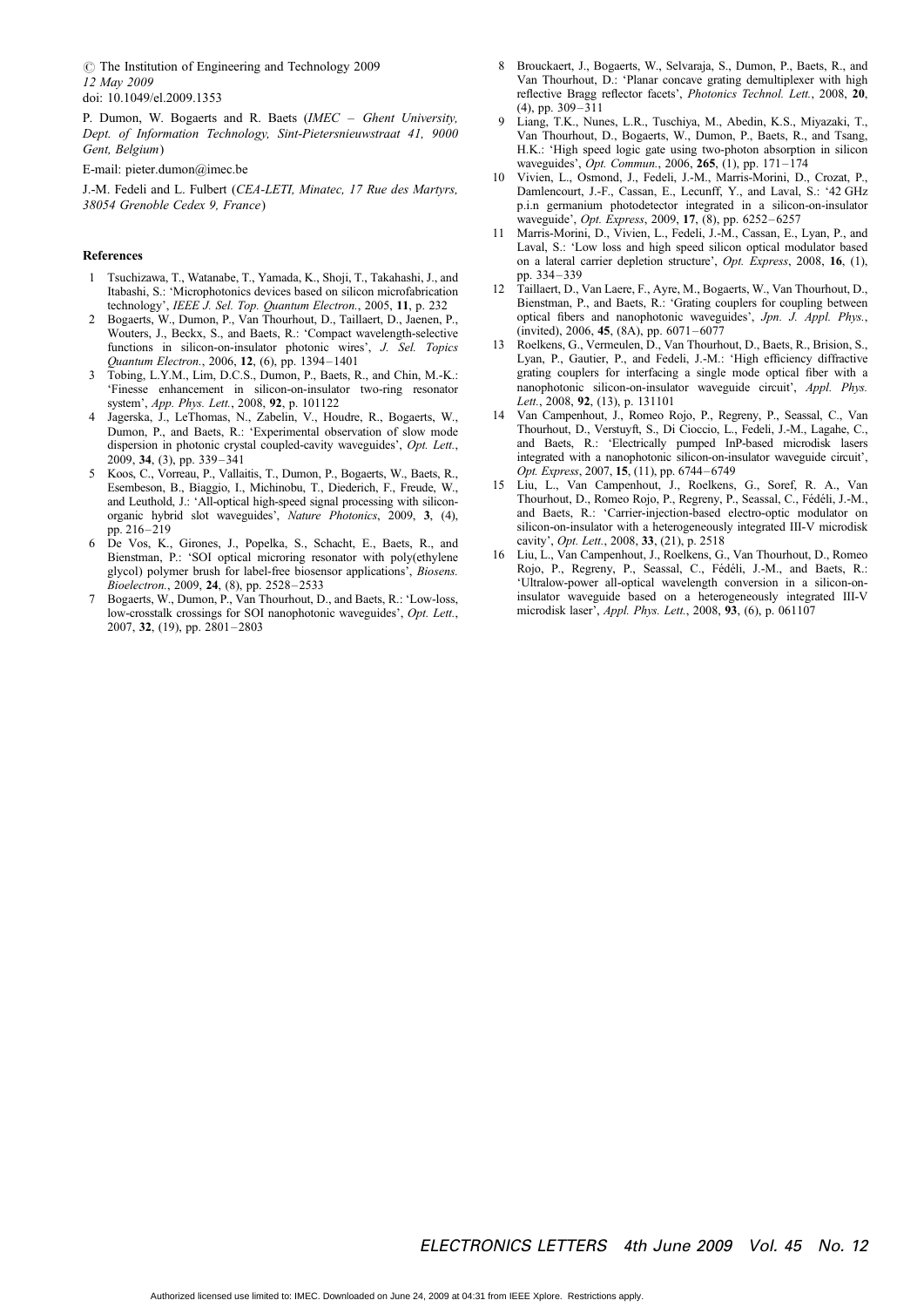© The Institution of Engineering and Technology 2009
*12 May 2009*
doi: 10.1049/el.2009.1353

P. Dumon, W. Bogaerts and R. Baets (*IMEC – Ghent University, Dept. of Information Technology, Sint-Pietersnieuwstraat 41, 9000 Gent, Belgium*)

E-mail: pieter.dumon@imec.be

J.-M. Fedeli and L. Fulbert (*CEA-LETI, Minatec, 17 Rue des Martyrs, 38054 Grenoble Cedex 9, France*)

## References

1. Tsuchizawa, T., Watanabe, T., Yamada, K., Shoji, T., Takahashi, J., and Itabashi, S.: 'Microphotonics devices based on silicon microfabrication technology', *IEEE J. Sel. Top. Quantum Electron.*, 2005, **11**, p. 232
2. Bogaerts, W., Dumon, P., Van Thourhout, D., Taillaert, D., Jaenen, P., Wouters, J., Beckx, S., and Baets, R.: 'Compact wavelength-selective functions in silicon-on-insulator photonic wires', *J. Sel. Topics Quantum Electron.*, 2006, **12**, (6), pp. 1394–1401
3. Tobing, L.Y.M., Lim, D.C.S., Dumon, P., Baets, R., and Chin, M.-K.: 'Finesse enhancement in silicon-on-insulator two-ring resonator system', *App. Phys. Lett.*, 2008, **92**, p. 101122
4. Jagerska, J., LeThomas, N., Zabelin, V., Houdre, R., Bogaerts, W., Dumon, P., and Baets, R.: 'Experimental observation of slow mode dispersion in photonic crystal coupled-cavity waveguides', *Opt. Lett.*, 2009, **34**, (3), pp. 339–341
5. Koos, C., Vorreau, P., Vallaitis, T., Dumon, P., Bogaerts, W., Baets, R., Esembeson, B., Biaggio, I., Michinobu, T., Diederich, F., Freude, W., and Leuthold, J.: 'All-optical high-speed signal processing with silicon-organic hybrid slot waveguides', *Nature Photonics*, 2009, **3**, (4), pp. 216–219
6. De Vos, K., Girones, J., Popelka, S., Schacht, E., Baets, R., and Bienstman, P.: 'SOI optical microring resonator with poly(ethylene glycol) polymer brush for label-free biosensor applications', *Biosens. Bioelectron.*, 2009, **24**, (8), pp. 2528–2533
7. Bogaerts, W., Dumon, P., Van Thourhout, D., and Baets, R.: 'Low-loss, low-crosstalk crossings for SOI nanophotonic waveguides', *Opt. Lett.*, 2007, **32**, (19), pp. 2801–2803
8. Brouckaert, J., Bogaerts, W., Selvaraja, S., Dumon, P., Baets, R., and Van Thourhout, D.: 'Planar concave grating demultiplexer with high reflective Bragg reflector facets', *Photonics Technol. Lett.*, 2008, **20**, (4), pp. 309–311
9. Liang, T.K., Nunes, L.R., Tsuchiya, M., Abedin, K.S., Miyazaki, T., Van Thourhout, D., Bogaerts, W., Dumon, P., Baets, R., and Tsang, H.K.: 'High speed logic gate using two-photon absorption in silicon waveguides', *Opt. Commun.*, 2006, **265**, (1), pp. 171–174
10. Vivien, L., Osmond, J., Fedeli, J.-M., Marris-Morini, D., Crozat, P., Damlencourt, J.-F., Cassan, E., Lecunff, Y., and Laval, S.: '42 GHz p.i.n germanium photodetector integrated in a silicon-on-insulator waveguide', *Opt. Express*, 2009, **17**, (8), pp. 6252–6257
11. Marris-Morini, D., Vivien, L., Fedeli, J.-M., Cassan, E., Lyan, P., and Laval, S.: 'Low loss and high speed silicon optical modulator based on a lateral carrier depletion structure', *Opt. Express*, 2008, **16**, (1), pp. 334–339
12. Taillaert, D., Van Laere, F., Ayre, M., Bogaerts, W., Van Thourhout, D., Bienstman, P., and Baets, R.: 'Grating couplers for coupling between optical fibers and nanophotonic waveguides', *Jpn. J. Appl. Phys.*, (invited), 2006, **45**, (8A), pp. 6071–6077
13. Roelkens, G., Vermeulen, D., Van Thourhout, D., Baets, R., Brision, S., Lyan, P., Gautier, P., and Fedeli, J.-M.: 'High efficiency diffractive grating couplers for interfacing a single mode optical fiber with a nanophotonic silicon-on-insulator waveguide circuit', *Appl. Phys. Lett.*, 2008, **92**, (13), p. 131101
14. Van Campenhout, J., Romeo Rojo, P., Regreny, P., Seassal, C., Van Thourhout, D., Verstuyft, S., Di Cioccio, L., Fedeli, J.-M., Lagahe, C., and Baets, R.: 'Electrically pumped InP-based microdisk lasers integrated with a nanophotonic silicon-on-insulator waveguide circuit', *Opt. Express*, 2007, **15**, (11), pp. 6744–6749
15. Liu, L., Van Campenhout, J., Roelkens, G., Soref, R. A., Van Thourhout, D., Romeo Rojo, P., Regreny, P., Seassal, C., Fédéli, J.-M., and Baets, R.: 'Carrier-injection-based electro-optic modulator on silicon-on-insulator with a heterogeneously integrated III-V microdisk cavity', *Opt. Lett.*, 2008, **33**, (21), p. 2518
16. Liu, L., Van Campenhout, J., Roelkens, G., Van Thourhout, D., Romeo Rojo, P., Regreny, P., Seassal, C., Fédéli, J.-M., and Baets, R.: 'Ultralow-power all-optical wavelength conversion in a silicon-on-insulator waveguide based on a heterogeneously integrated III-V microdisk laser', *Appl. Phys. Lett.*, 2008, **93**, (6), p. 061107